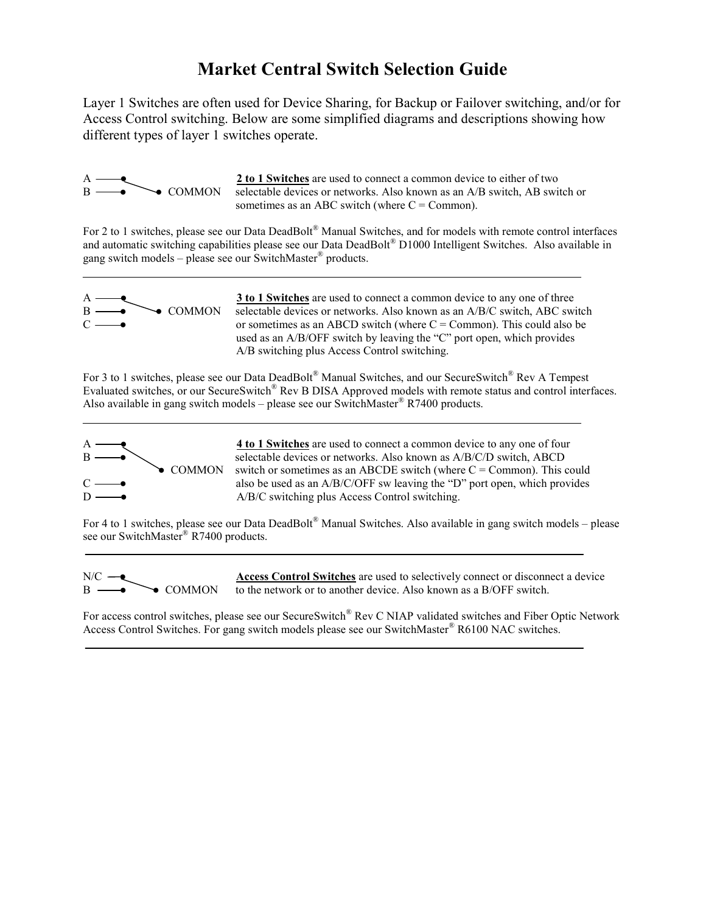# Market Central Switch Selection Guide

Layer 1 Switches are often used for Device Sharing, for Backup or Failover switching, and/or for Access Control switching. Below are some simplified diagrams and descriptions showing how different types of layer 1 switches operate.

A
B                COMMON

**2 to 1 Switches** are used to connect a common device to either of two selectable devices or networks. Also known as an A/B switch, AB switch or sometimes as an ABC switch (where C = Common).

For 2 to 1 switches, please see our Data DeadBolt® Manual Switches, and for models with remote control interfaces and automatic switching capabilities please see our Data DeadBolt® D1000 Intelligent Switches. Also available in gang switch models – please see our SwitchMaster® products.

---

A
B                COMMON
C

**3 to 1 Switches** are used to connect a common device to any one of three selectable devices or networks. Also known as an A/B/C switch, ABC switch or sometimes as an ABCD switch (where C = Common). This could also be used as an A/B/OFF switch by leaving the "C" port open, which provides A/B switching plus Access Control switching.

For 3 to 1 switches, please see our Data DeadBolt® Manual Switches, and our SecureSwitch® Rev A Tempest Evaluated switches, or our SecureSwitch® Rev B DISA Approved models with remote status and control interfaces. Also available in gang switch models – please see our SwitchMaster® R7400 products.

---

A
B
                COMMON
C
D

**4 to 1 Switches** are used to connect a common device to any one of four selectable devices or networks. Also known as A/B/C/D switch, ABCD switch or sometimes as an ABCDE switch (where C = Common). This could also be used as an A/B/C/OFF sw leaving the "D" port open, which provides A/B/C switching plus Access Control switching.

For 4 to 1 switches, please see our Data DeadBolt® Manual Switches. Also available in gang switch models – please see our SwitchMaster® R7400 products.

---

N/C
B                COMMON

**Access Control Switches** are used to selectively connect or disconnect a device to the network or to another device. Also known as a B/OFF switch.

For access control switches, please see our SecureSwitch® Rev C NIAP validated switches and Fiber Optic Network Access Control Switches. For gang switch models please see our SwitchMaster® R6100 NAC switches.

---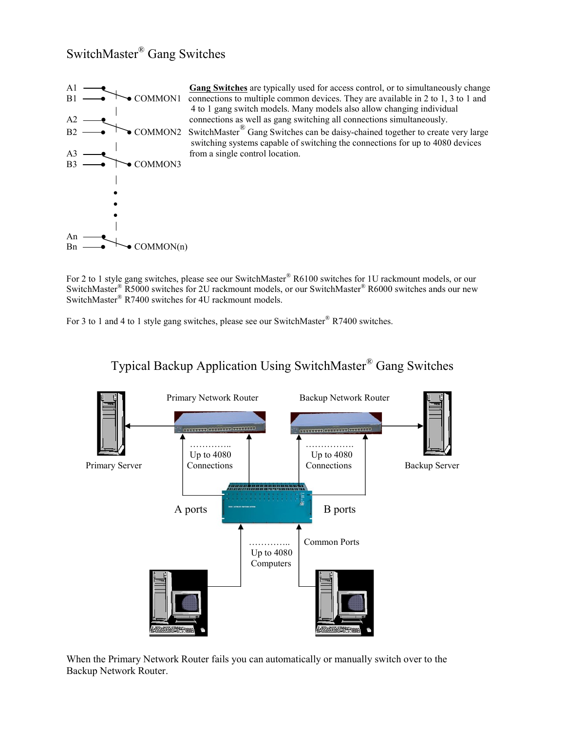# SwitchMaster® Gang Switches

A1
B1 COMMON1

A2
B2 COMMON2

A3
B3 COMMON3

An
Bn COMMON(n)

**Gang Switches** are typically used for access control, or to simultaneously change connections to multiple common devices. They are available in 2 to 1, 3 to 1 and 4 to 1 gang switch models. Many models also allow changing individual connections as well as gang switching all connections simultaneously. SwitchMaster® Gang Switches can be daisy-chained together to create very large switching systems capable of switching the connections for up to 4080 devices from a single control location.

For 2 to 1 style gang switches, please see our SwitchMaster® R6100 switches for 1U rackmount models, or our SwitchMaster® R5000 switches for 2U rackmount models, or our SwitchMaster® R6000 switches ands our new SwitchMaster® R7400 switches for 4U rackmount models.

For 3 to 1 and 4 to 1 style gang switches, please see our SwitchMaster® R7400 switches.

## Typical Backup Application Using SwitchMaster® Gang Switches

Primary Network Router | Backup Network Router

Primary Server | Backup Server

Up to 4080 Connections | Up to 4080 Connections

A ports | B ports

Up to 4080 Computers | Common Ports

When the Primary Network Router fails you can automatically or manually switch over to the Backup Network Router.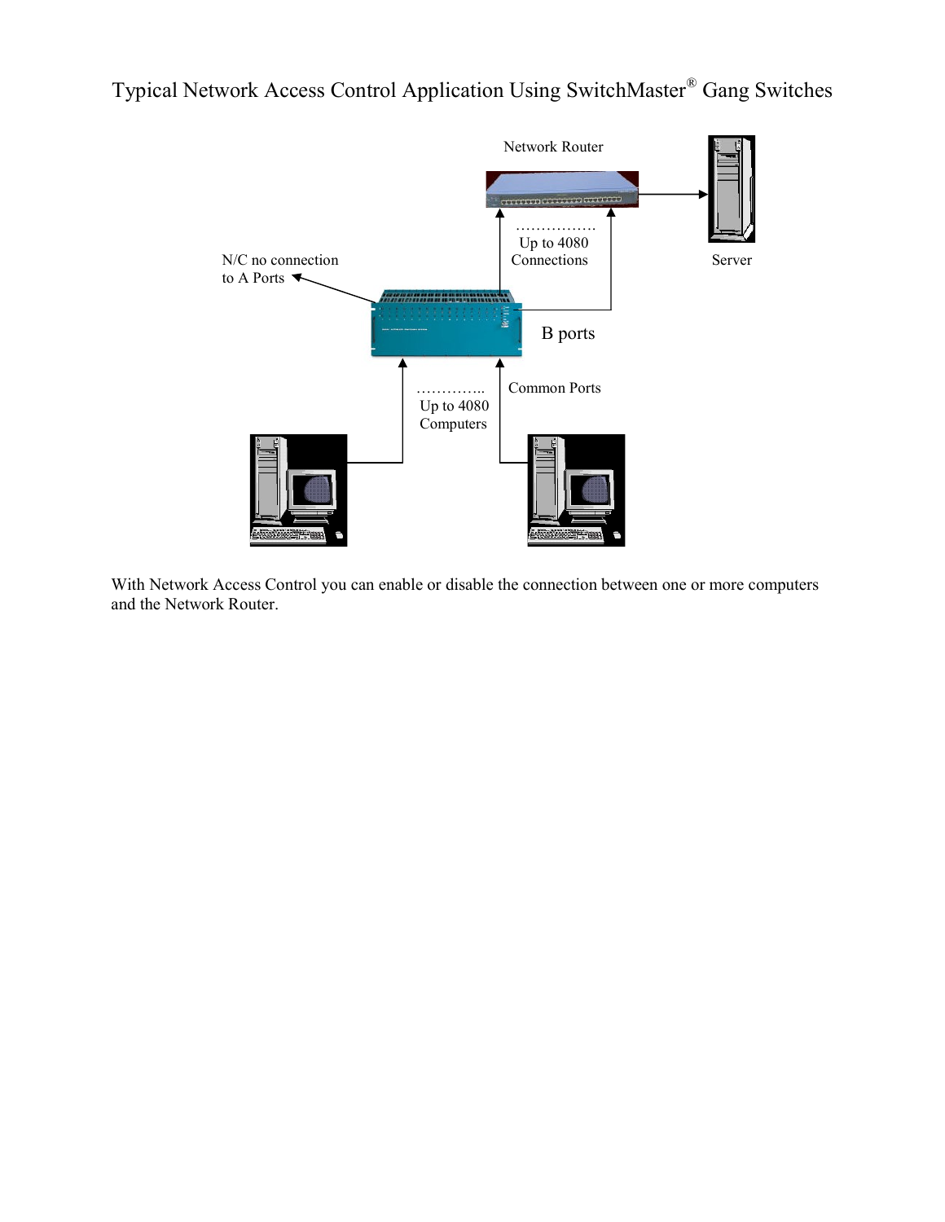# Typical Network Access Control Application Using SwitchMaster® Gang Switches

Network Router

Server

N/C no connection to A Ports

…………….. Up to 4080 Connections

B ports

………….. Up to 4080 Computers

Common Ports

With Network Access Control you can enable or disable the connection between one or more computers and the Network Router.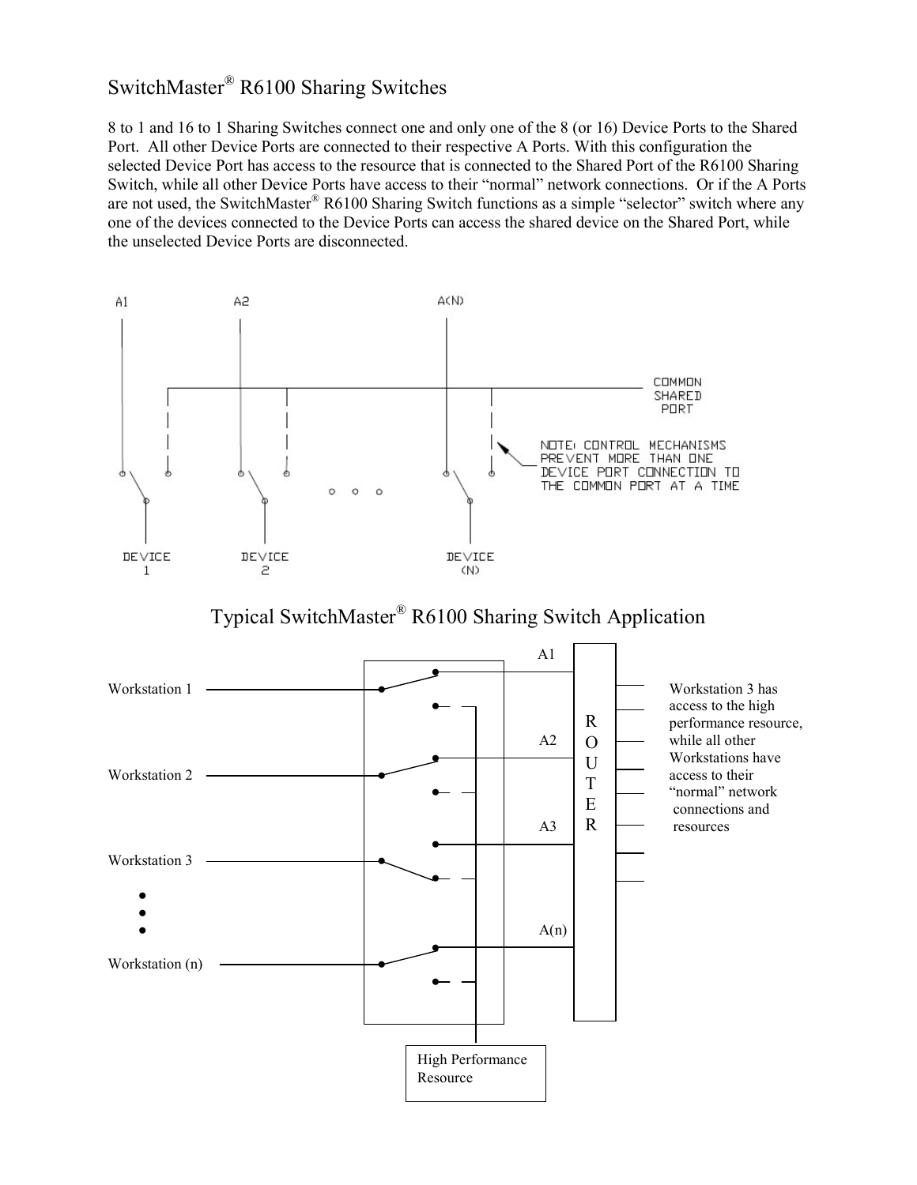# SwitchMaster® R6100 Sharing Switches

8 to 1 and 16 to 1 Sharing Switches connect one and only one of the 8 (or 16) Device Ports to the Shared Port. All other Device Ports are connected to their respective A Ports. With this configuration the selected Device Port has access to the resource that is connected to the Shared Port of the R6100 Sharing Switch, while all other Device Ports have access to their "normal" network connections. Or if the A Ports are not used, the SwitchMaster® R6100 Sharing Switch functions as a simple "selector" switch where any one of the devices connected to the Device Ports can access the shared device on the Shared Port, while the unselected Device Ports are disconnected.

A1

A2

A(N)

COMMON SHARED PORT

NOTE: CONTROL MECHANISMS PREVENT MORE THAN ONE DEVICE PORT CONNECTION TO THE COMMON PORT AT A TIME

DEVICE 1

DEVICE 2

DEVICE (N)

## Typical SwitchMaster® R6100 Sharing Switch Application

A1

A2

A3

A(n)

Workstation 1

Workstation 2

Workstation 3

Workstation (n)

ROUTER

Workstation 3 has access to the high performance resource, while all other Workstations have access to their "normal" network connections and resources

High Performance Resource